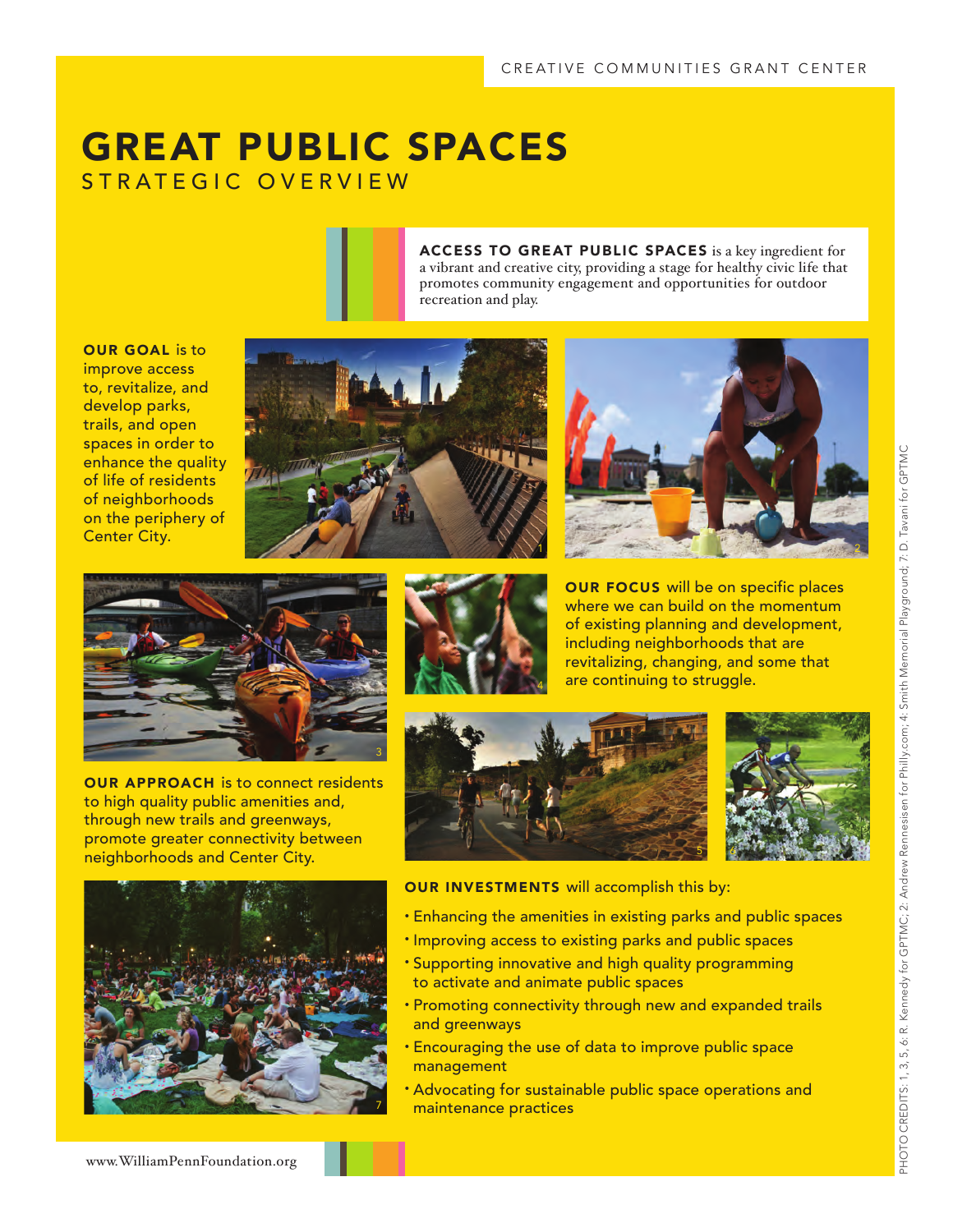CREATIVE COMMUNITIES GRANT CENTER

# GREAT PUBLIC SPACES
## STRATEGIC OVERVIEW

**ACCESS TO GREAT PUBLIC SPACES** is a key ingredient for a vibrant and creative city, providing a stage for healthy civic life that promotes community engagement and opportunities for outdoor recreation and play.

**OUR GOAL** is to improve access to, revitalize, and develop parks, trails, and open spaces in order to enhance the quality of life of residents of neighborhoods on the periphery of Center City.

**OUR FOCUS** will be on specific places where we can build on the momentum of existing planning and development, including neighborhoods that are revitalizing, changing, and some that are continuing to struggle.

**OUR APPROACH** is to connect residents to high quality public amenities and, through new trails and greenways, promote greater connectivity between neighborhoods and Center City.

**OUR INVESTMENTS** will accomplish this by:

- Enhancing the amenities in existing parks and public spaces
- Improving access to existing parks and public spaces
- Supporting innovative and high quality programming to activate and animate public spaces
- Promoting connectivity through new and expanded trails and greenways
- Encouraging the use of data to improve public space management
- Advocating for sustainable public space operations and maintenance practices

PHOTO CREDITS: 1, 3, 5, 6: R. Kennedy for GPTMC; 2: Andrew Rennesisen for Philly.com; 4: Smith Memorial Playground; 7: D. Tavani for GPTMC

www.WilliamPennFoundation.org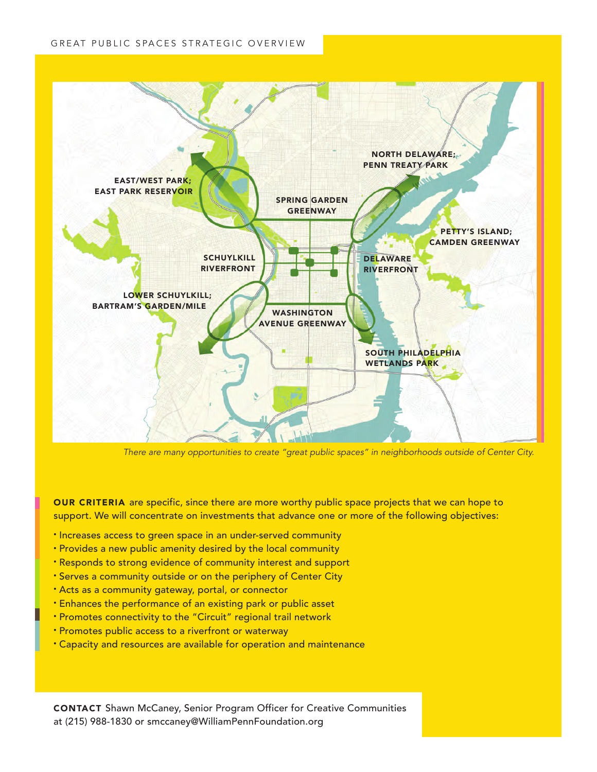EAST/WEST PARK; EAST PARK RESERVOIR

NORTH DELAWARE; PENN TREATY PARK

SPRING GARDEN GREENWAY

PETTY'S ISLAND; CAMDEN GREENWAY

SCHUYLKILL RIVERFRONT

DELAWARE RIVERFRONT

LOWER SCHUYLKILL; BARTRAM'S GARDEN/MILE

WASHINGTON AVENUE GREENWAY

SOUTH PHILADELPHIA WETLANDS PARK

*There are many opportunities to create "great public spaces" in neighborhoods outside of Center City.*

**OUR CRITERIA** are specific, since there are more worthy public space projects that we can hope to support. We will concentrate on investments that advance one or more of the following objectives:

- Increases access to green space in an under-served community
- Provides a new public amenity desired by the local community
- Responds to strong evidence of community interest and support
- Serves a community outside or on the periphery of Center City
- Acts as a community gateway, portal, or connector
- Enhances the performance of an existing park or public asset
- Promotes connectivity to the "Circuit" regional trail network
- Promotes public access to a riverfront or waterway
- Capacity and resources are available for operation and maintenance

**CONTACT** Shawn McCaney, Senior Program Officer for Creative Communities at (215) 988-1830 or smccaney@WilliamPennFoundation.org